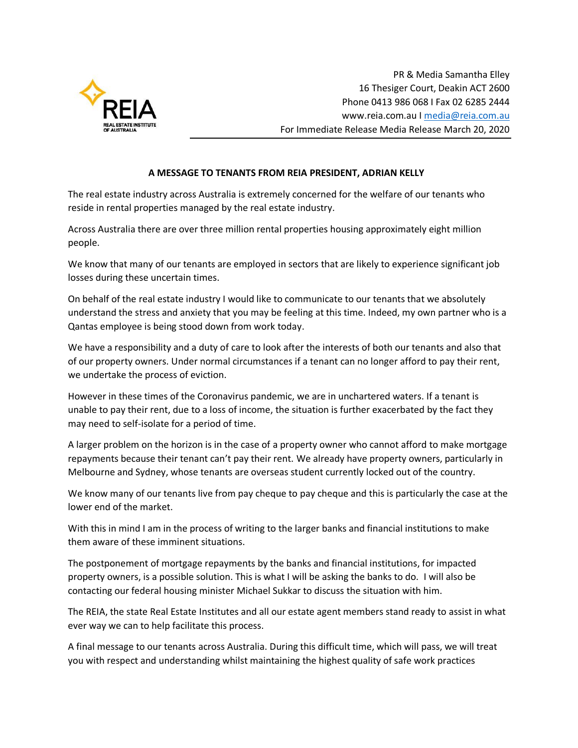PR & Media Samantha Elley
16 Thesiger Court, Deakin ACT 2600
Phone 0413 986 068 I Fax 02 6285 2444
www.reia.com.au I media@reia.com.au
For Immediate Release Media Release March 20, 2020

**A MESSAGE TO TENANTS FROM REIA PRESIDENT, ADRIAN KELLY**

The real estate industry across Australia is extremely concerned for the welfare of our tenants who reside in rental properties managed by the real estate industry.

Across Australia there are over three million rental properties housing approximately eight million people.

We know that many of our tenants are employed in sectors that are likely to experience significant job losses during these uncertain times.

On behalf of the real estate industry I would like to communicate to our tenants that we absolutely understand the stress and anxiety that you may be feeling at this time. Indeed, my own partner who is a Qantas employee is being stood down from work today.

We have a responsibility and a duty of care to look after the interests of both our tenants and also that of our property owners. Under normal circumstances if a tenant can no longer afford to pay their rent, we undertake the process of eviction.

However in these times of the Coronavirus pandemic, we are in unchartered waters. If a tenant is unable to pay their rent, due to a loss of income, the situation is further exacerbated by the fact they may need to self-isolate for a period of time.

A larger problem on the horizon is in the case of a property owner who cannot afford to make mortgage repayments because their tenant can't pay their rent. We already have property owners, particularly in Melbourne and Sydney, whose tenants are overseas student currently locked out of the country.

We know many of our tenants live from pay cheque to pay cheque and this is particularly the case at the lower end of the market.

With this in mind I am in the process of writing to the larger banks and financial institutions to make them aware of these imminent situations.

The postponement of mortgage repayments by the banks and financial institutions, for impacted property owners, is a possible solution. This is what I will be asking the banks to do. I will also be contacting our federal housing minister Michael Sukkar to discuss the situation with him.

The REIA, the state Real Estate Institutes and all our estate agent members stand ready to assist in what ever way we can to help facilitate this process.

A final message to our tenants across Australia. During this difficult time, which will pass, we will treat you with respect and understanding whilst maintaining the highest quality of safe work practices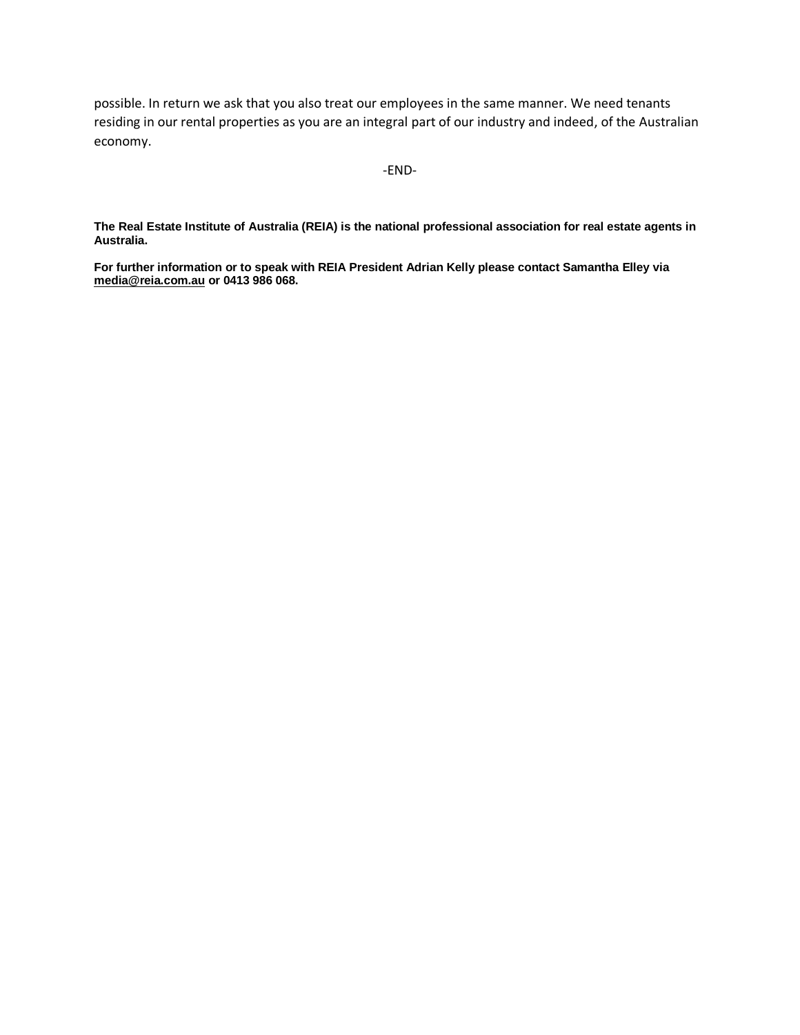possible. In return we ask that you also treat our employees in the same manner. We need tenants residing in our rental properties as you are an integral part of our industry and indeed, of the Australian economy.

-END-

**The Real Estate Institute of Australia (REIA) is the national professional association for real estate agents in Australia.**

**For further information or to speak with REIA President Adrian Kelly please contact Samantha Elley via media@reia.com.au or 0413 986 068.**